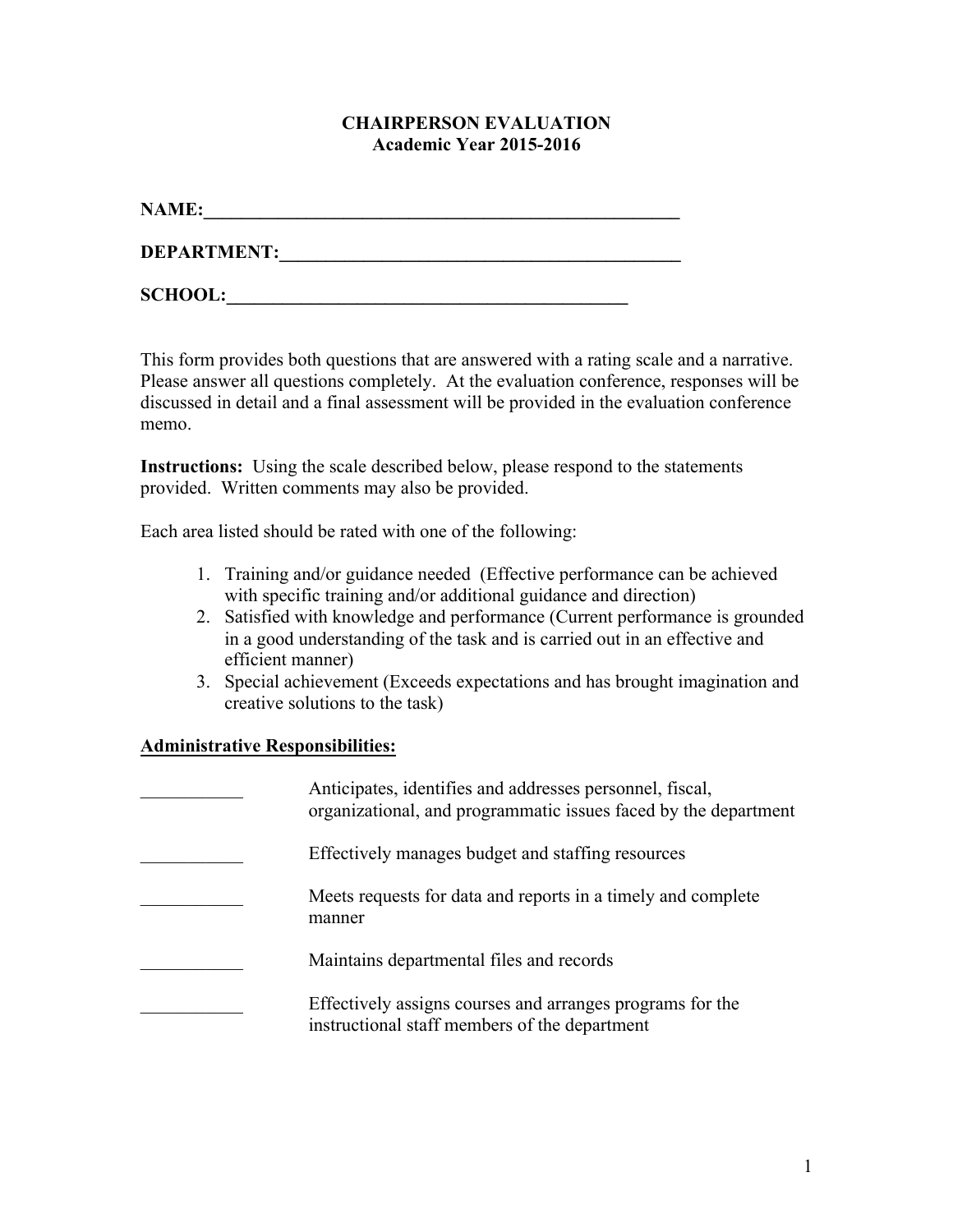# CHAIRPERSON EVALUATION
## Academic Year 2015-2016

**NAME:**_____________________________________________________

**DEPARTMENT:**____________________________________________

**SCHOOL:**_____________________________________________

This form provides both questions that are answered with a rating scale and a narrative. Please answer all questions completely. At the evaluation conference, responses will be discussed in detail and a final assessment will be provided in the evaluation conference memo.

**Instructions:** Using the scale described below, please respond to the statements provided. Written comments may also be provided.

Each area listed should be rated with one of the following:

1. Training and/or guidance needed (Effective performance can be achieved with specific training and/or additional guidance and direction)
2. Satisfied with knowledge and performance (Current performance is grounded in a good understanding of the task and is carried out in an effective and efficient manner)
3. Special achievement (Exceeds expectations and has brought imagination and creative solutions to the task)

**<u>Administrative Responsibilities:</u>**

___________ Anticipates, identifies and addresses personnel, fiscal, organizational, and programmatic issues faced by the department

___________ Effectively manages budget and staffing resources

___________ Meets requests for data and reports in a timely and complete manner

___________ Maintains departmental files and records

___________ Effectively assigns courses and arranges programs for the instructional staff members of the department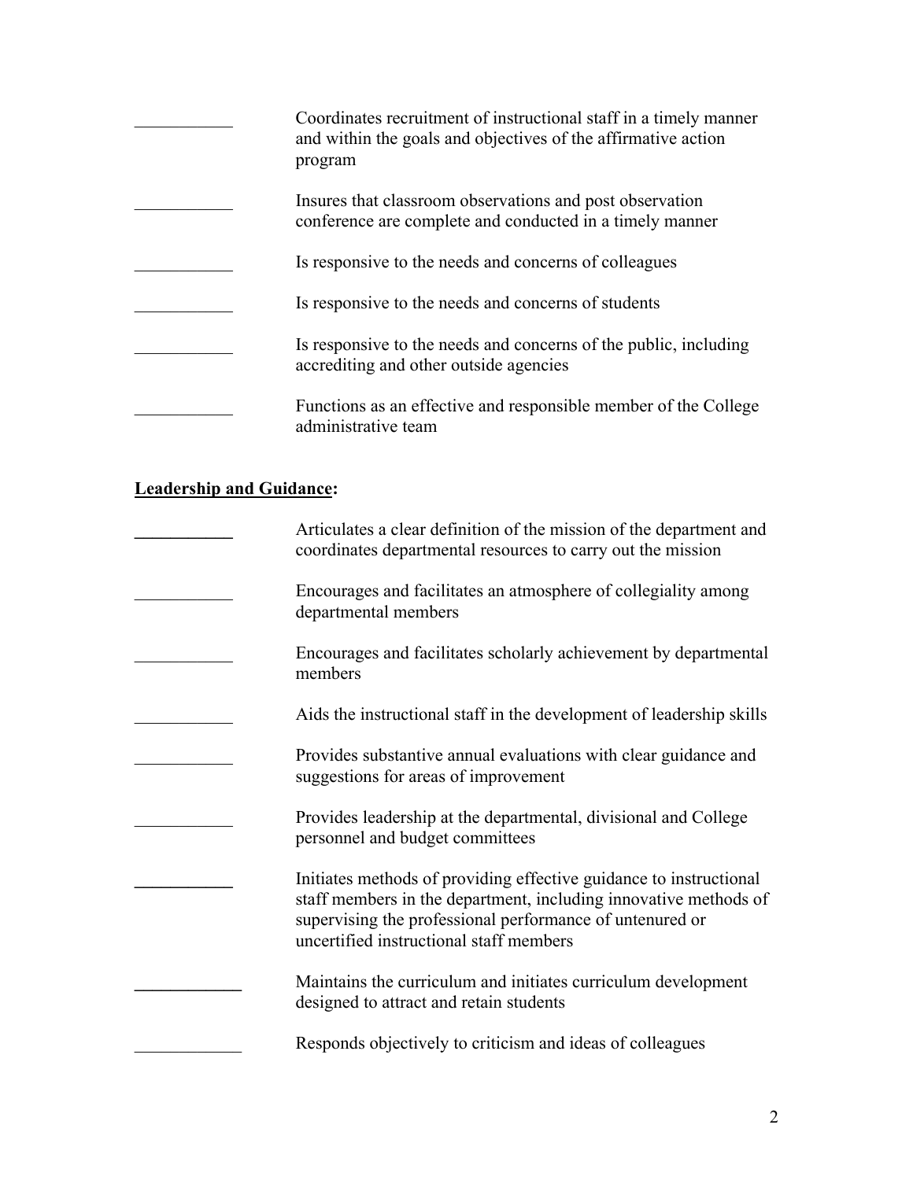___________ Coordinates recruitment of instructional staff in a timely manner and within the goals and objectives of the affirmative action program

___________ Insures that classroom observations and post observation conference are complete and conducted in a timely manner

___________ Is responsive to the needs and concerns of colleagues

___________ Is responsive to the needs and concerns of students

___________ Is responsive to the needs and concerns of the public, including accrediting and other outside agencies

___________ Functions as an effective and responsible member of the College administrative team

**Leadership and Guidance:**

___________ Articulates a clear definition of the mission of the department and coordinates departmental resources to carry out the mission

___________ Encourages and facilitates an atmosphere of collegiality among departmental members

___________ Encourages and facilitates scholarly achievement by departmental members

___________ Aids the instructional staff in the development of leadership skills

___________ Provides substantive annual evaluations with clear guidance and suggestions for areas of improvement

___________ Provides leadership at the departmental, divisional and College personnel and budget committees

___________ Initiates methods of providing effective guidance to instructional staff members in the department, including innovative methods of supervising the professional performance of untenured or uncertified instructional staff members

___________ Maintains the curriculum and initiates curriculum development designed to attract and retain students

___________ Responds objectively to criticism and ideas of colleagues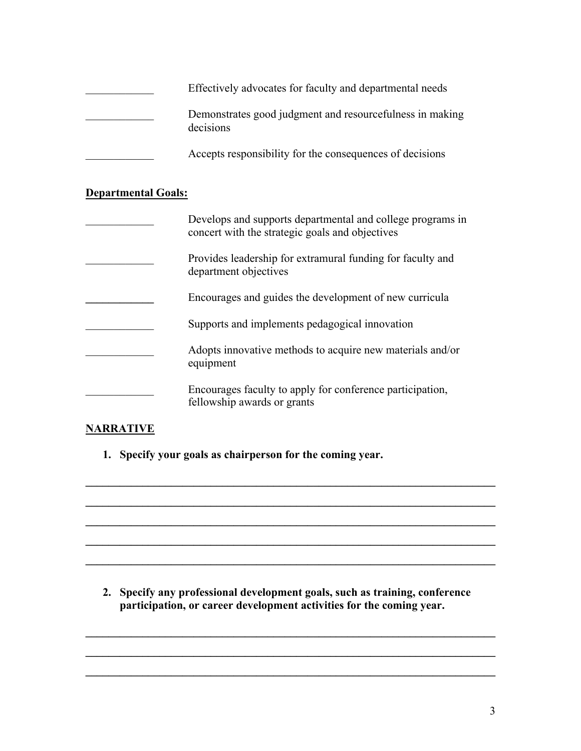____________ Effectively advocates for faculty and departmental needs

____________ Demonstrates good judgment and resourcefulness in making decisions

____________ Accepts responsibility for the consequences of decisions

**Departmental Goals:**

____________ Develops and supports departmental and college programs in concert with the strategic goals and objectives

____________ Provides leadership for extramural funding for faculty and department objectives

____________ Encourages and guides the development of new curricula

____________ Supports and implements pedagogical innovation

____________ Adopts innovative methods to acquire new materials and/or equipment

____________ Encourages faculty to apply for conference participation, fellowship awards or grants

**NARRATIVE**

1. **Specify your goals as chairperson for the coming year.**

______________________________________________________________________________

______________________________________________________________________________

______________________________________________________________________________

______________________________________________________________________________

______________________________________________________________________________

2. **Specify any professional development goals, such as training, conference participation, or career development activities for the coming year.**

______________________________________________________________________________

______________________________________________________________________________

______________________________________________________________________________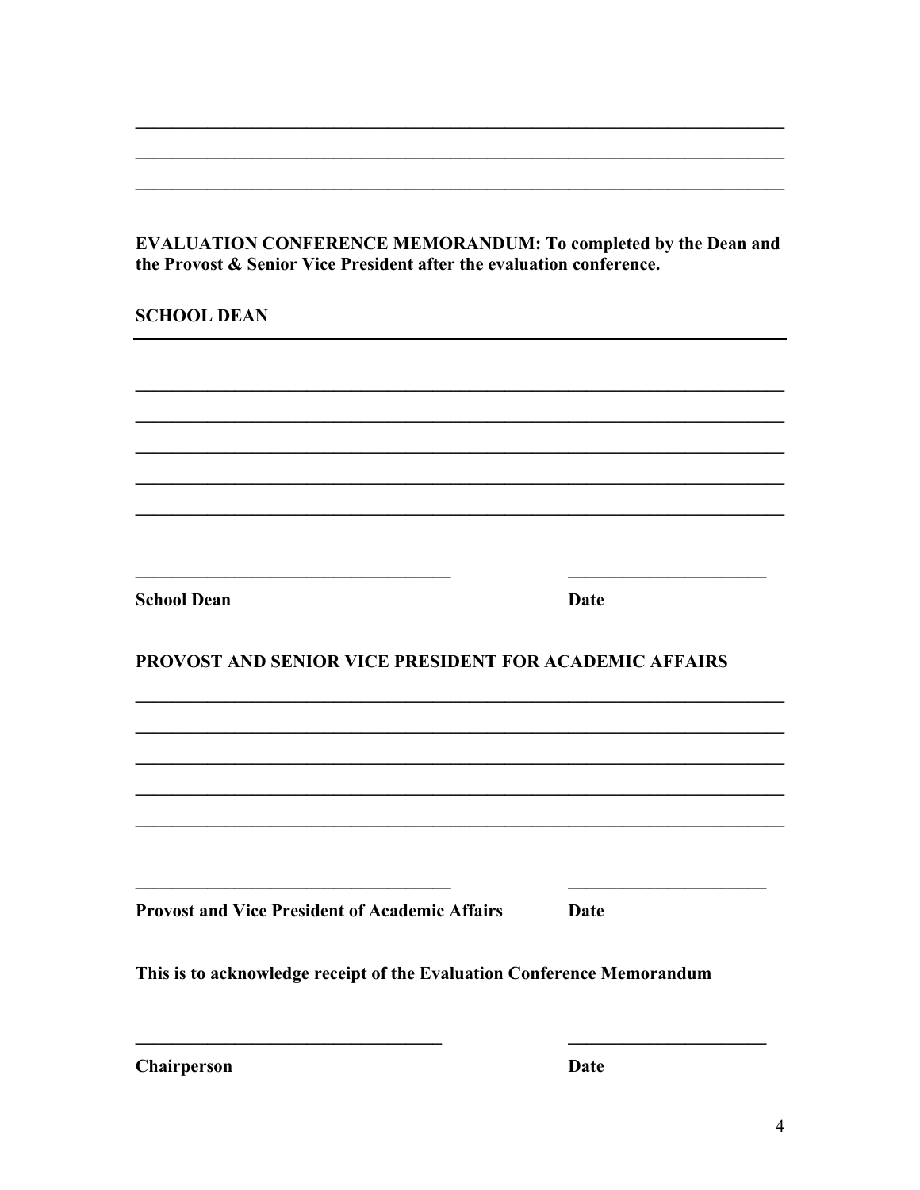______________________________________________________________________

______________________________________________________________________

______________________________________________________________________

**EVALUATION CONFERENCE MEMORANDUM: To completed by the Dean and the Provost & Senior Vice President after the evaluation conference.**

**SCHOOL DEAN**

______________________________________________________________________

______________________________________________________________________

______________________________________________________________________

______________________________________________________________________

______________________________________________________________________

______________________________________________________________________

___________________________________ ______________________

**School Dean** **Date**

**PROVOST AND SENIOR VICE PRESIDENT FOR ACADEMIC AFFAIRS**

______________________________________________________________________

______________________________________________________________________

______________________________________________________________________

______________________________________________________________________

______________________________________________________________________

___________________________________ ______________________

**Provost and Vice President of Academic Affairs** **Date**

**This is to acknowledge receipt of the Evaluation Conference Memorandum**

___________________________________ ______________________

**Chairperson** **Date**